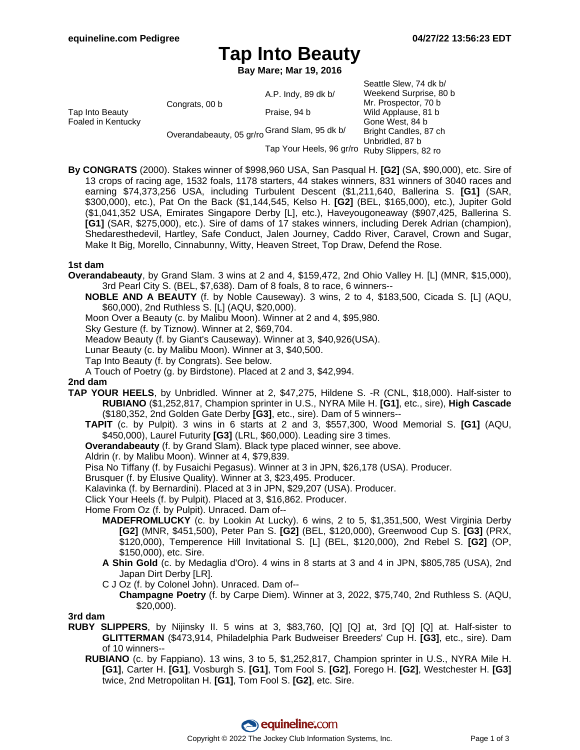# Tap Into Beauty

**Bay Mare; Mar 19, 2016**

| | | | |
|---|---|---|---|
| Tap Into Beauty<br>Foaled in Kentucky | Congrats, 00 b | A.P. Indy, 89 dk b/ | Seattle Slew, 74 dk b/ |
| | | | Weekend Surprise, 80 b |
| | | Praise, 94 b | Mr. Prospector, 70 b |
| | | | Wild Applause, 81 b |
| | Overandabeauty, 05 gr/ro | Grand Slam, 95 dk b/ | Gone West, 84 b |
| | | | Bright Candles, 87 ch |
| | | Tap Your Heels, 96 gr/ro | Unbridled, 87 b |
| | | | Ruby Slippers, 82 ro |

**By CONGRATS** (2000). Stakes winner of $998,960 USA, San Pasqual H. **[G2]** (SA, $90,000), etc. Sire of 13 crops of racing age, 1532 foals, 1178 starters, 44 stakes winners, 831 winners of 3040 races and earning $74,373,256 USA, including Turbulent Descent ($1,211,640, Ballerina S. **[G1]** (SAR, $300,000), etc.), Pat On the Back ($1,144,545, Kelso H. **[G2]** (BEL, $165,000), etc.), Jupiter Gold ($1,041,352 USA, Emirates Singapore Derby [L], etc.), Haveyougoneaway ($907,425, Ballerina S. **[G1]** (SAR, $275,000), etc.). Sire of dams of 17 stakes winners, including Derek Adrian (champion), Shedaresthedevil, Hartley, Safe Conduct, Jalen Journey, Caddo River, Caravel, Crown and Sugar, Make It Big, Morello, Cinnabunny, Witty, Heaven Street, Top Draw, Defend the Rose.

**1st dam**

**Overandabeauty**, by Grand Slam. 3 wins at 2 and 4, $159,472, 2nd Ohio Valley H. [L] (MNR, $15,000), 3rd Pearl City S. (BEL, $7,638). Dam of 8 foals, 8 to race, 6 winners--

- **NOBLE AND A BEAUTY** (f. by Noble Causeway). 3 wins, 2 to 4, $183,500, Cicada S. [L] (AQU, $60,000), 2nd Ruthless S. [L] (AQU, $20,000).
- Moon Over a Beauty (c. by Malibu Moon). Winner at 2 and 4, $95,980.
- Sky Gesture (f. by Tiznow). Winner at 2, $69,704.
- Meadow Beauty (f. by Giant's Causeway). Winner at 3, $40,926(USA).
- Lunar Beauty (c. by Malibu Moon). Winner at 3, $40,500.
- Tap Into Beauty (f. by Congrats). See below.
- A Touch of Poetry (g. by Birdstone). Placed at 2 and 3, $42,994.

**2nd dam**

**TAP YOUR HEELS**, by Unbridled. Winner at 2, $47,275, Hildene S. -R (CNL, $18,000). Half-sister to **RUBIANO** ($1,252,817, Champion sprinter in U.S., NYRA Mile H. **[G1]**, etc., sire), **High Cascade** ($180,352, 2nd Golden Gate Derby **[G3]**, etc., sire). Dam of 5 winners--

- **TAPIT** (c. by Pulpit). 3 wins in 6 starts at 2 and 3, $557,300, Wood Memorial S. **[G1]** (AQU, $450,000), Laurel Futurity **[G3]** (LRL, $60,000). Leading sire 3 times.
- **Overandabeauty** (f. by Grand Slam). Black type placed winner, see above.
- Aldrin (r. by Malibu Moon). Winner at 4, $79,839.
- Pisa No Tiffany (f. by Fusaichi Pegasus). Winner at 3 in JPN, $26,178 (USA). Producer.
- Brusquer (f. by Elusive Quality). Winner at 3, $23,495. Producer.
- Kalavinka (f. by Bernardini). Placed at 3 in JPN, $29,207 (USA). Producer.
- Click Your Heels (f. by Pulpit). Placed at 3, $16,862. Producer.
- Home From Oz (f. by Pulpit). Unraced. Dam of--
  - **MADEFROMLUCKY** (c. by Lookin At Lucky). 6 wins, 2 to 5, $1,351,500, West Virginia Derby **[G2]** (MNR, $451,500), Peter Pan S. **[G2]** (BEL, $120,000), Greenwood Cup S. **[G3]** (PRX, $120,000), Temperence Hill Invitational S. [L] (BEL, $120,000), 2nd Rebel S. **[G2]** (OP, $150,000), etc. Sire.
  - **A Shin Gold** (c. by Medaglia d'Oro). 4 wins in 8 starts at 3 and 4 in JPN, $805,785 (USA), 2nd Japan Dirt Derby [LR].
  - C J Oz (f. by Colonel John). Unraced. Dam of--
    - **Champagne Poetry** (f. by Carpe Diem). Winner at 3, 2022, $75,740, 2nd Ruthless S. (AQU, $20,000).

**3rd dam**

**RUBY SLIPPERS**, by Nijinsky II. 5 wins at 3, $83,760, [Q] [Q] at, 3rd [Q] [Q] at. Half-sister to **GLITTERMAN** ($473,914, Philadelphia Park Budweiser Breeders' Cup H. **[G3]**, etc., sire). Dam of 10 winners--

- **RUBIANO** (c. by Fappiano). 13 wins, 3 to 5, $1,252,817, Champion sprinter in U.S., NYRA Mile H. **[G1]**, Carter H. **[G1]**, Vosburgh S. **[G1]**, Tom Fool S. **[G2]**, Forego H. **[G2]**, Westchester H. **[G3]** twice, 2nd Metropolitan H. **[G1]**, Tom Fool S. **[G2]**, etc. Sire.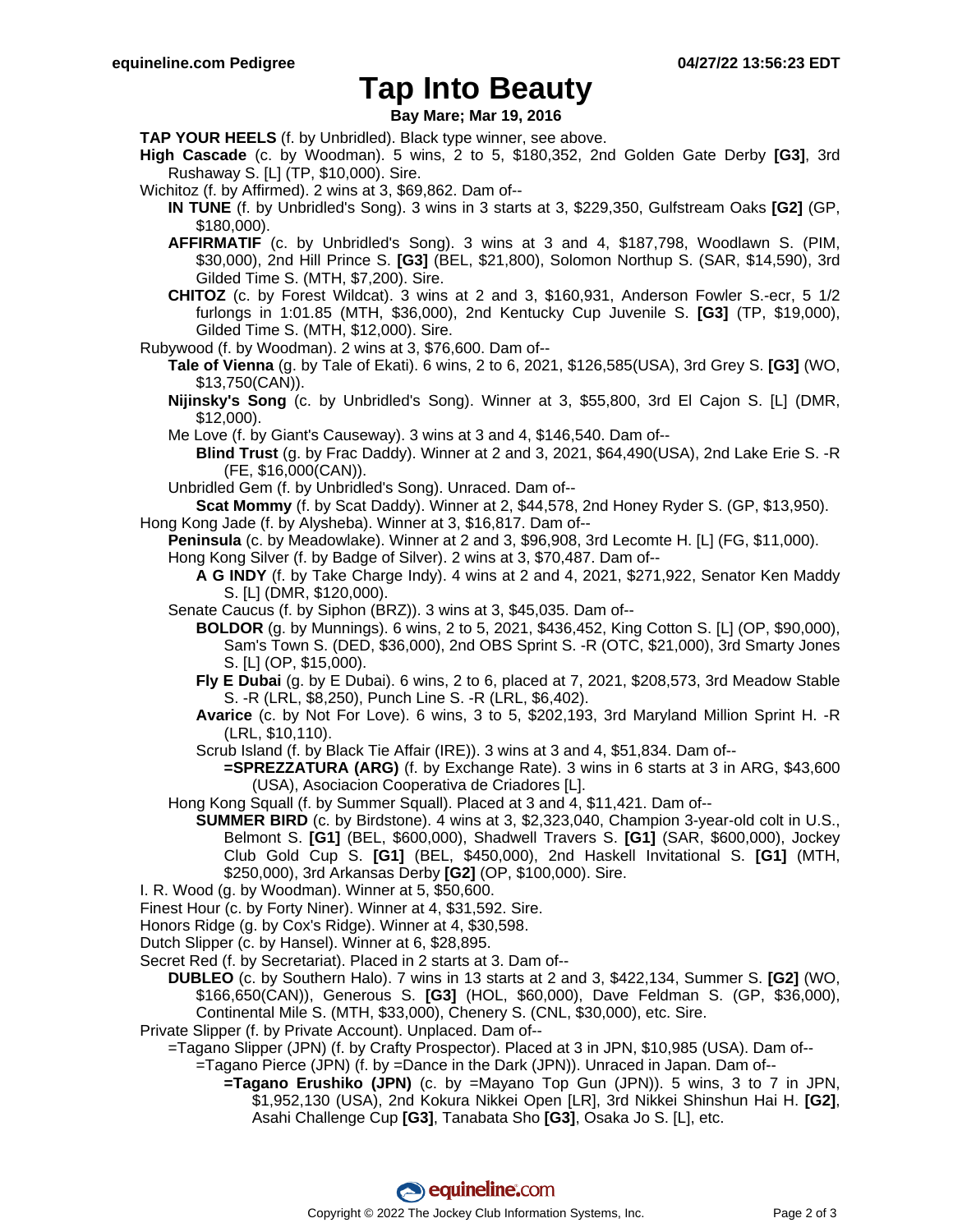# Tap Into Beauty

**Bay Mare; Mar 19, 2016**

**TAP YOUR HEELS** (f. by Unbridled). Black type winner, see above.

**High Cascade** (c. by Woodman). 5 wins, 2 to 5, $180,352, 2nd Golden Gate Derby **[G3]**, 3rd Rushaway S. [L] (TP, $10,000). Sire.

Wichitoz (f. by Affirmed). 2 wins at 3, $69,862. Dam of--

- **IN TUNE** (f. by Unbridled's Song). 3 wins in 3 starts at 3, $229,350, Gulfstream Oaks **[G2]** (GP, $180,000).
- **AFFIRMATIF** (c. by Unbridled's Song). 3 wins at 3 and 4, $187,798, Woodlawn S. (PIM, $30,000), 2nd Hill Prince S. **[G3]** (BEL, $21,800), Solomon Northup S. (SAR, $14,590), 3rd Gilded Time S. (MTH, $7,200). Sire.
- **CHITOZ** (c. by Forest Wildcat). 3 wins at 2 and 3, $160,931, Anderson Fowler S.-ecr, 5 1/2 furlongs in 1:01.85 (MTH, $36,000), 2nd Kentucky Cup Juvenile S. **[G3]** (TP, $19,000), Gilded Time S. (MTH, $12,000). Sire.

Rubywood (f. by Woodman). 2 wins at 3, $76,600. Dam of--

- **Tale of Vienna** (g. by Tale of Ekati). 6 wins, 2 to 6, 2021, $126,585(USA), 3rd Grey S. **[G3]** (WO, $13,750(CAN)).
- **Nijinsky's Song** (c. by Unbridled's Song). Winner at 3, $55,800, 3rd El Cajon S. [L] (DMR, $12,000).
- Me Love (f. by Giant's Causeway). 3 wins at 3 and 4, $146,540. Dam of--
  - **Blind Trust** (g. by Frac Daddy). Winner at 2 and 3, 2021, $64,490(USA), 2nd Lake Erie S. -R (FE, $16,000(CAN)).
- Unbridled Gem (f. by Unbridled's Song). Unraced. Dam of--
  - **Scat Mommy** (f. by Scat Daddy). Winner at 2, $44,578, 2nd Honey Ryder S. (GP, $13,950).

Hong Kong Jade (f. by Alysheba). Winner at 3, $16,817. Dam of--

- **Peninsula** (c. by Meadowlake). Winner at 2 and 3, $96,908, 3rd Lecomte H. [L] (FG, $11,000).
- Hong Kong Silver (f. by Badge of Silver). 2 wins at 3, $70,487. Dam of--
  - **A G INDY** (f. by Take Charge Indy). 4 wins at 2 and 4, 2021, $271,922, Senator Ken Maddy S. [L] (DMR, $120,000).
- Senate Caucus (f. by Siphon (BRZ)). 3 wins at 3, $45,035. Dam of--
  - **BOLDOR** (g. by Munnings). 6 wins, 2 to 5, 2021, $436,452, King Cotton S. [L] (OP, $90,000), Sam's Town S. (DED, $36,000), 2nd OBS Sprint S. -R (OTC, $21,000), 3rd Smarty Jones S. [L] (OP, $15,000).
  - **Fly E Dubai** (g. by E Dubai). 6 wins, 2 to 6, placed at 7, 2021, $208,573, 3rd Meadow Stable S. -R (LRL, $8,250), Punch Line S. -R (LRL, $6,402).
  - **Avarice** (c. by Not For Love). 6 wins, 3 to 5, $202,193, 3rd Maryland Million Sprint H. -R (LRL, $10,110).
  - Scrub Island (f. by Black Tie Affair (IRE)). 3 wins at 3 and 4, $51,834. Dam of--
    - **=SPREZZATURA (ARG)** (f. by Exchange Rate). 3 wins in 6 starts at 3 in ARG, $43,600 (USA), Asociacion Cooperativa de Criadores [L].
- Hong Kong Squall (f. by Summer Squall). Placed at 3 and 4, $11,421. Dam of--
  - **SUMMER BIRD** (c. by Birdstone). 4 wins at 3, $2,323,040, Champion 3-year-old colt in U.S., Belmont S. **[G1]** (BEL, $600,000), Shadwell Travers S. **[G1]** (SAR, $600,000), Jockey Club Gold Cup S. **[G1]** (BEL, $450,000), 2nd Haskell Invitational S. **[G1]** (MTH, $250,000), 3rd Arkansas Derby **[G2]** (OP, $100,000). Sire.

I. R. Wood (g. by Woodman). Winner at 5, $50,600.

Finest Hour (c. by Forty Niner). Winner at 4, $31,592. Sire.

Honors Ridge (g. by Cox's Ridge). Winner at 4, $30,598.

Dutch Slipper (c. by Hansel). Winner at 6, $28,895.

Secret Red (f. by Secretariat). Placed in 2 starts at 3. Dam of--

- **DUBLEO** (c. by Southern Halo). 7 wins in 13 starts at 2 and 3, $422,134, Summer S. **[G2]** (WO, $166,650(CAN)), Generous S. **[G3]** (HOL, $60,000), Dave Feldman S. (GP, $36,000), Continental Mile S. (MTH, $33,000), Chenery S. (CNL, $30,000), etc. Sire.

Private Slipper (f. by Private Account). Unplaced. Dam of--

- =Tagano Slipper (JPN) (f. by Crafty Prospector). Placed at 3 in JPN, $10,985 (USA). Dam of--
  - =Tagano Pierce (JPN) (f. by =Dance in the Dark (JPN)). Unraced in Japan. Dam of--
    - **=Tagano Erushiko (JPN)** (c. by =Mayano Top Gun (JPN)). 5 wins, 3 to 7 in JPN, $1,952,130 (USA), 2nd Kokura Nikkei Open [LR], 3rd Nikkei Shinshun Hai H. **[G2]**, Asahi Challenge Cup **[G3]**, Tanabata Sho **[G3]**, Osaka Jo S. [L], etc.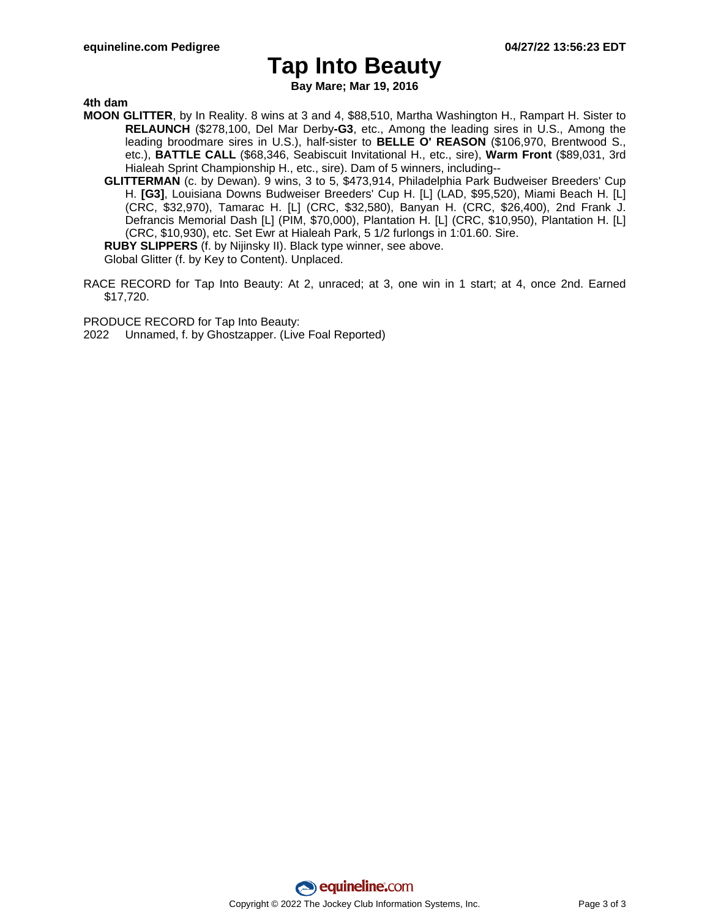# Tap Into Beauty

**Bay Mare; Mar 19, 2016**

**4th dam**

**MOON GLITTER**, by In Reality. 8 wins at 3 and 4, $88,510, Martha Washington H., Rampart H. Sister to **RELAUNCH** ($278,100, Del Mar Derby**-G3**, etc., Among the leading sires in U.S., Among the leading broodmare sires in U.S.), half-sister to **BELLE O' REASON** ($106,970, Brentwood S., etc.), **BATTLE CALL** ($68,346, Seabiscuit Invitational H., etc., sire), **Warm Front** ($89,031, 3rd Hialeah Sprint Championship H., etc., sire). Dam of 5 winners, including--

**GLITTERMAN** (c. by Dewan). 9 wins, 3 to 5, $473,914, Philadelphia Park Budweiser Breeders' Cup H. **[G3]**, Louisiana Downs Budweiser Breeders' Cup H. [L] (LAD, $95,520), Miami Beach H. [L] (CRC, $32,970), Tamarac H. [L] (CRC, $32,580), Banyan H. (CRC, $26,400), 2nd Frank J. Defrancis Memorial Dash [L] (PIM, $70,000), Plantation H. [L] (CRC, $10,950), Plantation H. [L] (CRC, $10,930), etc. Set Ewr at Hialeah Park, 5 1/2 furlongs in 1:01.60. Sire.

**RUBY SLIPPERS** (f. by Nijinsky II). Black type winner, see above.

Global Glitter (f. by Key to Content). Unplaced.

RACE RECORD for Tap Into Beauty: At 2, unraced; at 3, one win in 1 start; at 4, once 2nd. Earned $17,720.

PRODUCE RECORD for Tap Into Beauty:

2022 Unnamed, f. by Ghostzapper. (Live Foal Reported)